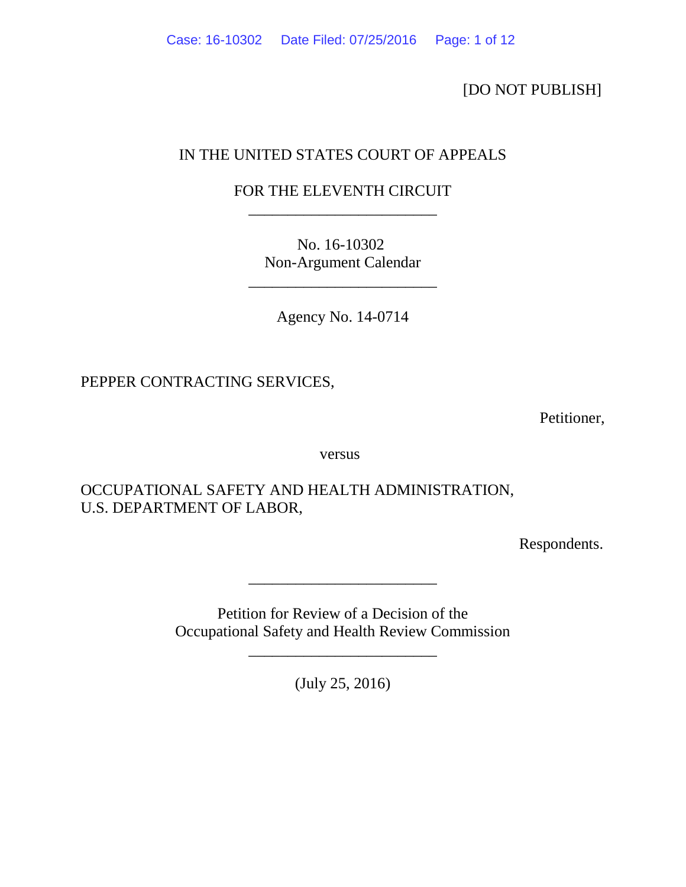[DO NOT PUBLISH]

IN THE UNITED STATES COURT OF APPEALS

FOR THE ELEVENTH CIRCUIT

________________________

No. 16-10302
Non-Argument Calendar

________________________

Agency No. 14-0714

PEPPER CONTRACTING SERVICES,

Petitioner,

versus

OCCUPATIONAL SAFETY AND HEALTH ADMINISTRATION,
U.S. DEPARTMENT OF LABOR,

Respondents.

________________________

Petition for Review of a Decision of the
Occupational Safety and Health Review Commission

________________________

(July 25, 2016)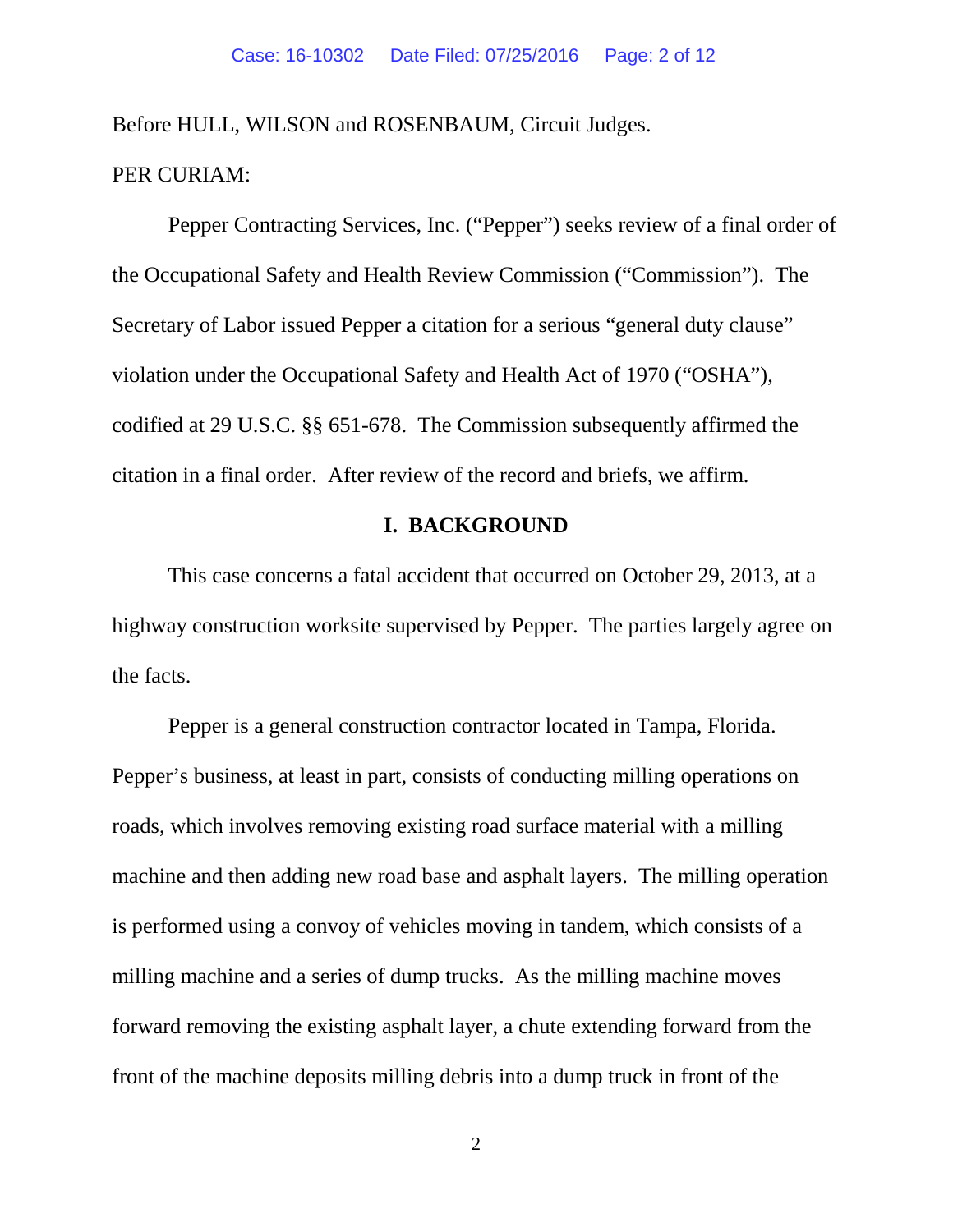Before HULL, WILSON and ROSENBAUM, Circuit Judges.

PER CURIAM:

Pepper Contracting Services, Inc. ("Pepper") seeks review of a final order of the Occupational Safety and Health Review Commission ("Commission"). The Secretary of Labor issued Pepper a citation for a serious "general duty clause" violation under the Occupational Safety and Health Act of 1970 ("OSHA"), codified at 29 U.S.C. §§ 651-678. The Commission subsequently affirmed the citation in a final order. After review of the record and briefs, we affirm.

## I. BACKGROUND

This case concerns a fatal accident that occurred on October 29, 2013, at a highway construction worksite supervised by Pepper. The parties largely agree on the facts.

Pepper is a general construction contractor located in Tampa, Florida. Pepper's business, at least in part, consists of conducting milling operations on roads, which involves removing existing road surface material with a milling machine and then adding new road base and asphalt layers. The milling operation is performed using a convoy of vehicles moving in tandem, which consists of a milling machine and a series of dump trucks. As the milling machine moves forward removing the existing asphalt layer, a chute extending forward from the front of the machine deposits milling debris into a dump truck in front of the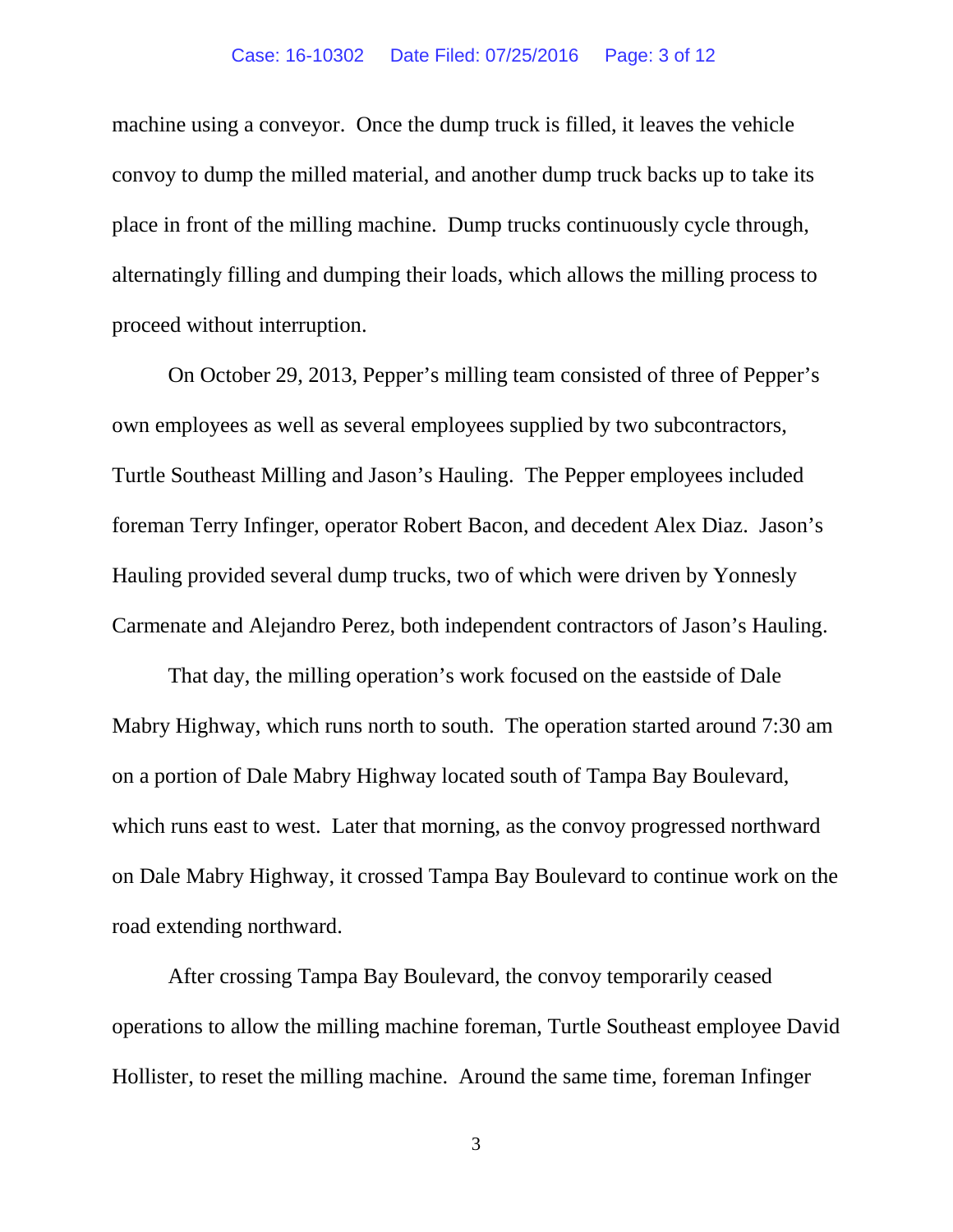machine using a conveyor. Once the dump truck is filled, it leaves the vehicle convoy to dump the milled material, and another dump truck backs up to take its place in front of the milling machine. Dump trucks continuously cycle through, alternatingly filling and dumping their loads, which allows the milling process to proceed without interruption.

On October 29, 2013, Pepper's milling team consisted of three of Pepper's own employees as well as several employees supplied by two subcontractors, Turtle Southeast Milling and Jason's Hauling. The Pepper employees included foreman Terry Infinger, operator Robert Bacon, and decedent Alex Diaz. Jason's Hauling provided several dump trucks, two of which were driven by Yonnesly Carmenate and Alejandro Perez, both independent contractors of Jason's Hauling.

That day, the milling operation's work focused on the eastside of Dale Mabry Highway, which runs north to south. The operation started around 7:30 am on a portion of Dale Mabry Highway located south of Tampa Bay Boulevard, which runs east to west. Later that morning, as the convoy progressed northward on Dale Mabry Highway, it crossed Tampa Bay Boulevard to continue work on the road extending northward.

After crossing Tampa Bay Boulevard, the convoy temporarily ceased operations to allow the milling machine foreman, Turtle Southeast employee David Hollister, to reset the milling machine. Around the same time, foreman Infinger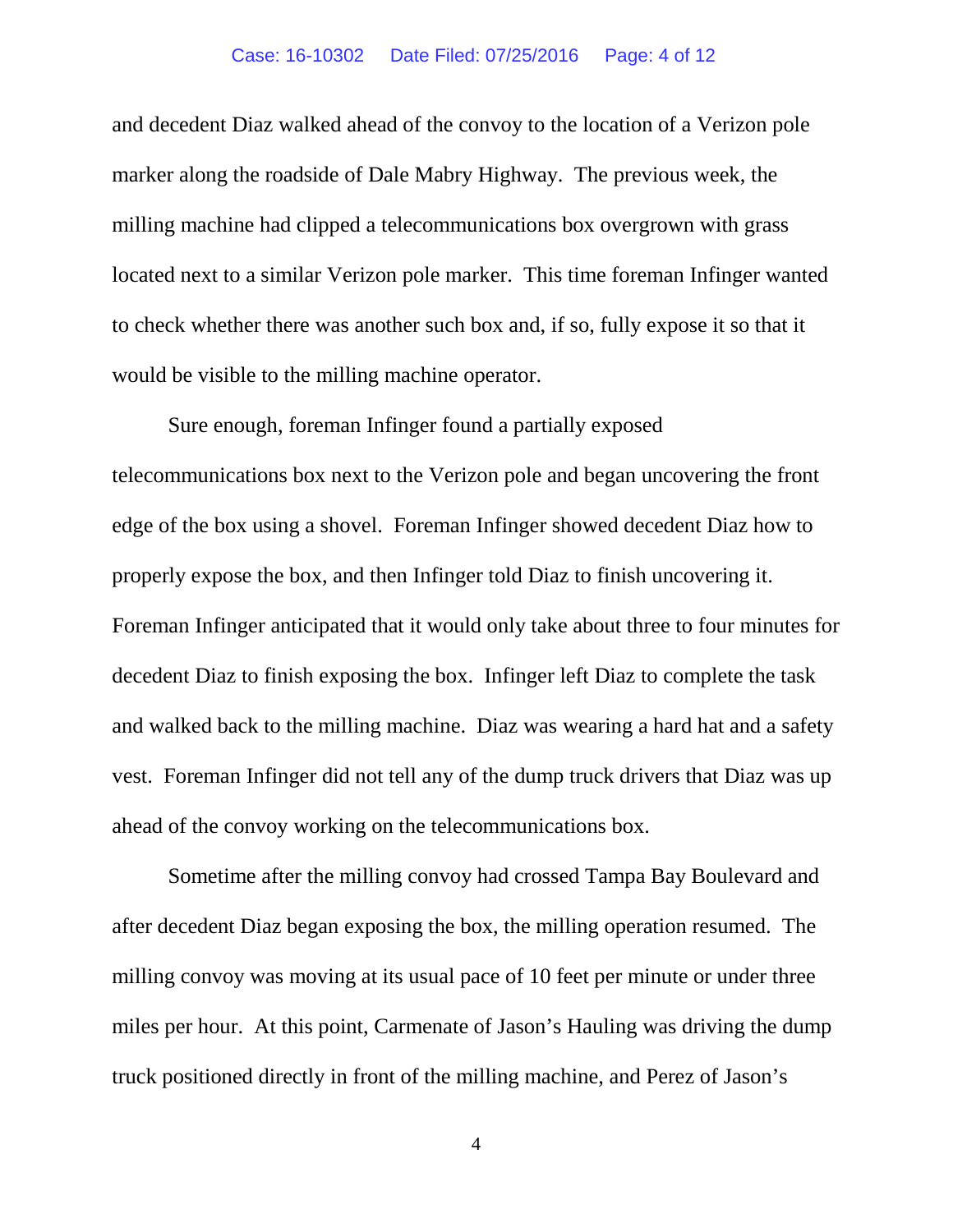and decedent Diaz walked ahead of the convoy to the location of a Verizon pole marker along the roadside of Dale Mabry Highway. The previous week, the milling machine had clipped a telecommunications box overgrown with grass located next to a similar Verizon pole marker. This time foreman Infinger wanted to check whether there was another such box and, if so, fully expose it so that it would be visible to the milling machine operator.

Sure enough, foreman Infinger found a partially exposed telecommunications box next to the Verizon pole and began uncovering the front edge of the box using a shovel. Foreman Infinger showed decedent Diaz how to properly expose the box, and then Infinger told Diaz to finish uncovering it. Foreman Infinger anticipated that it would only take about three to four minutes for decedent Diaz to finish exposing the box. Infinger left Diaz to complete the task and walked back to the milling machine. Diaz was wearing a hard hat and a safety vest. Foreman Infinger did not tell any of the dump truck drivers that Diaz was up ahead of the convoy working on the telecommunications box.

Sometime after the milling convoy had crossed Tampa Bay Boulevard and after decedent Diaz began exposing the box, the milling operation resumed. The milling convoy was moving at its usual pace of 10 feet per minute or under three miles per hour. At this point, Carmenate of Jason's Hauling was driving the dump truck positioned directly in front of the milling machine, and Perez of Jason's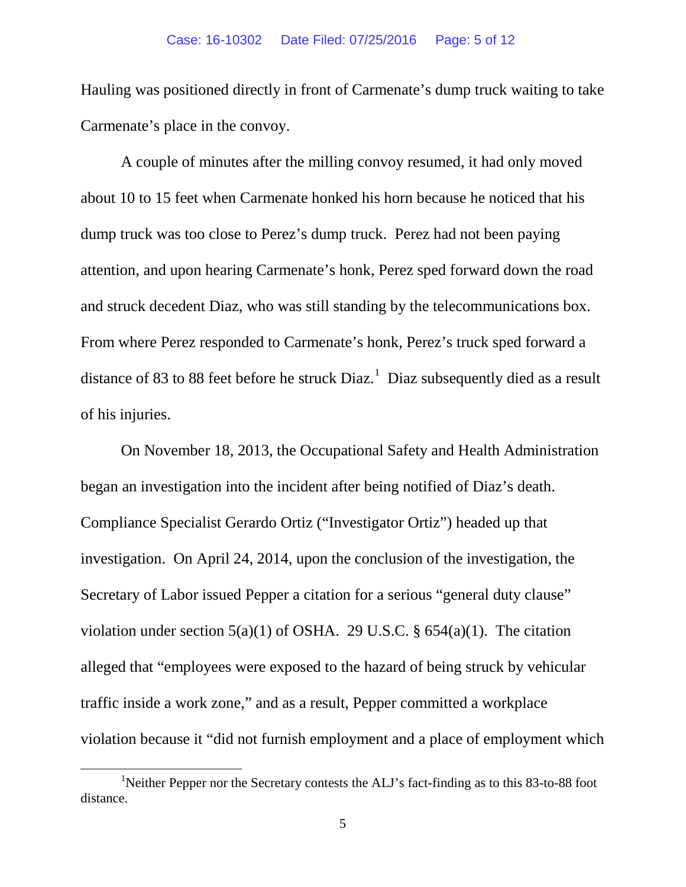Hauling was positioned directly in front of Carmenate's dump truck waiting to take Carmenate's place in the convoy.

A couple of minutes after the milling convoy resumed, it had only moved about 10 to 15 feet when Carmenate honked his horn because he noticed that his dump truck was too close to Perez's dump truck. Perez had not been paying attention, and upon hearing Carmenate's honk, Perez sped forward down the road and struck decedent Diaz, who was still standing by the telecommunications box. From where Perez responded to Carmenate's honk, Perez's truck sped forward a distance of 83 to 88 feet before he struck Diaz.[1] Diaz subsequently died as a result of his injuries.

On November 18, 2013, the Occupational Safety and Health Administration began an investigation into the incident after being notified of Diaz's death. Compliance Specialist Gerardo Ortiz ("Investigator Ortiz") headed up that investigation. On April 24, 2014, upon the conclusion of the investigation, the Secretary of Labor issued Pepper a citation for a serious "general duty clause" violation under section 5(a)(1) of OSHA. 29 U.S.C. § 654(a)(1). The citation alleged that "employees were exposed to the hazard of being struck by vehicular traffic inside a work zone," and as a result, Pepper committed a workplace violation because it "did not furnish employment and a place of employment which

---

[1] Neither Pepper nor the Secretary contests the ALJ's fact-finding as to this 83-to-88 foot distance.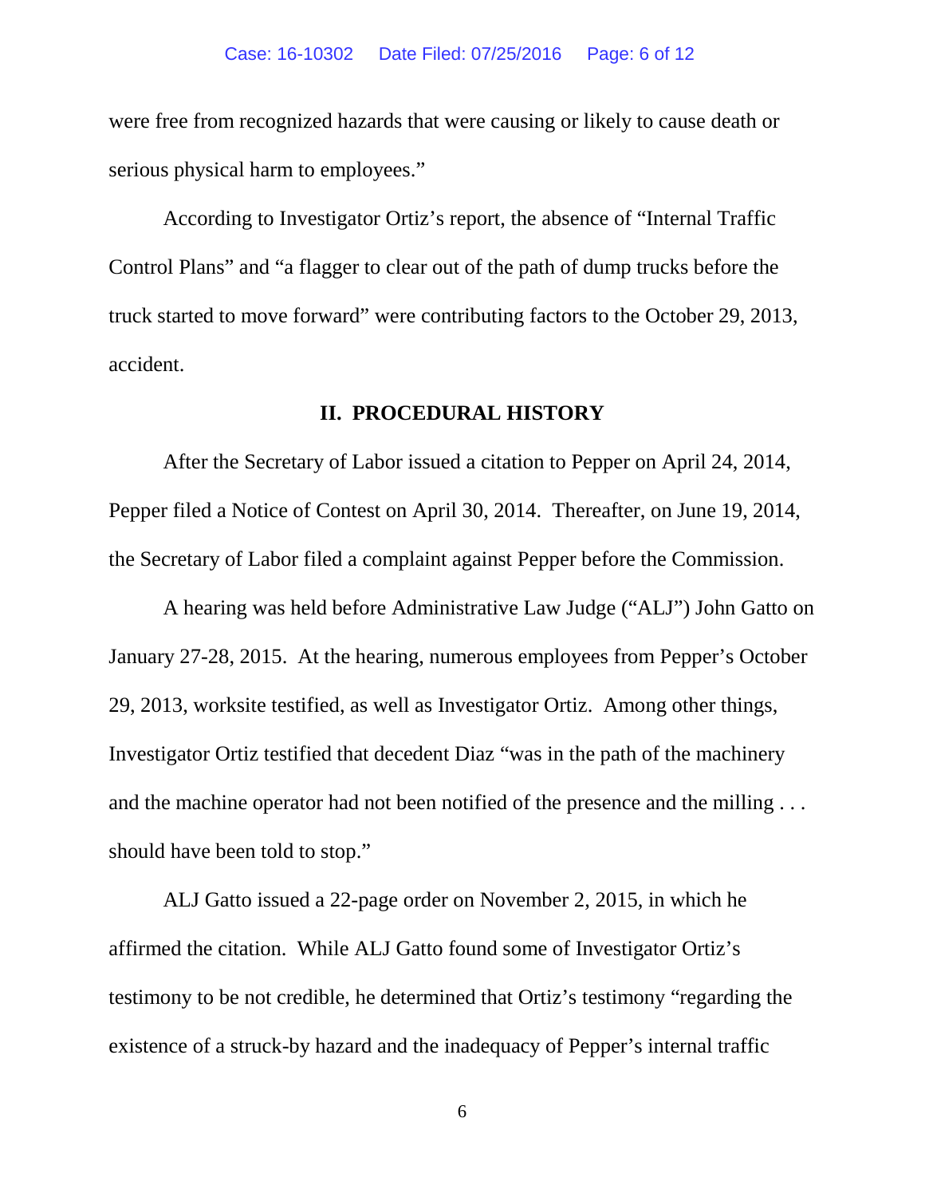were free from recognized hazards that were causing or likely to cause death or serious physical harm to employees."

According to Investigator Ortiz's report, the absence of "Internal Traffic Control Plans" and "a flagger to clear out of the path of dump trucks before the truck started to move forward" were contributing factors to the October 29, 2013, accident.

## II. PROCEDURAL HISTORY

After the Secretary of Labor issued a citation to Pepper on April 24, 2014, Pepper filed a Notice of Contest on April 30, 2014. Thereafter, on June 19, 2014, the Secretary of Labor filed a complaint against Pepper before the Commission.

A hearing was held before Administrative Law Judge ("ALJ") John Gatto on January 27-28, 2015. At the hearing, numerous employees from Pepper's October 29, 2013, worksite testified, as well as Investigator Ortiz. Among other things, Investigator Ortiz testified that decedent Diaz "was in the path of the machinery and the machine operator had not been notified of the presence and the milling . . . should have been told to stop."

ALJ Gatto issued a 22-page order on November 2, 2015, in which he affirmed the citation. While ALJ Gatto found some of Investigator Ortiz's testimony to be not credible, he determined that Ortiz's testimony "regarding the existence of a struck-by hazard and the inadequacy of Pepper's internal traffic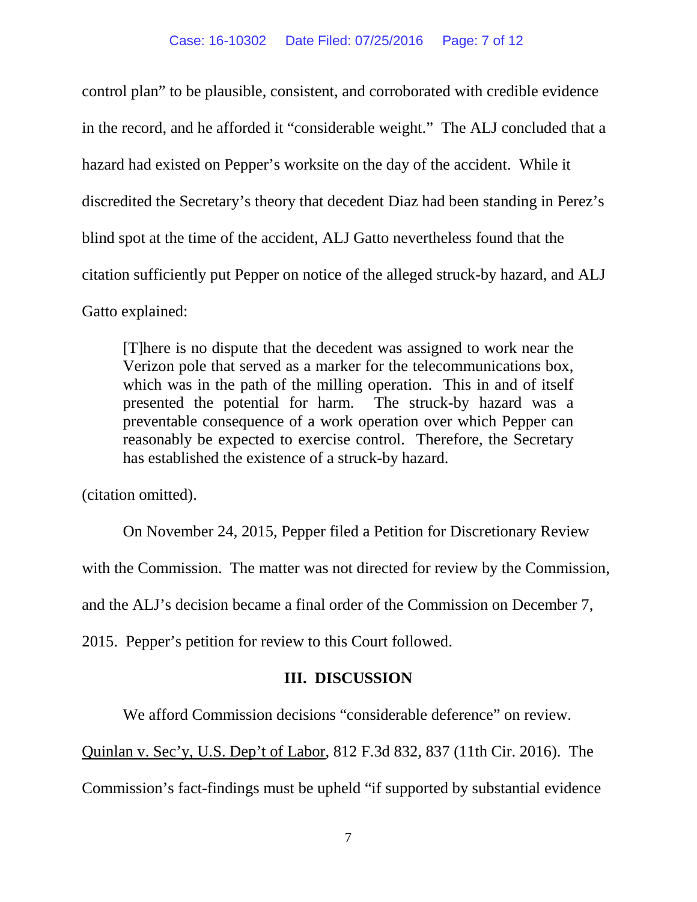control plan" to be plausible, consistent, and corroborated with credible evidence in the record, and he afforded it "considerable weight." The ALJ concluded that a hazard had existed on Pepper's worksite on the day of the accident. While it discredited the Secretary's theory that decedent Diaz had been standing in Perez's blind spot at the time of the accident, ALJ Gatto nevertheless found that the citation sufficiently put Pepper on notice of the alleged struck-by hazard, and ALJ Gatto explained:

> [T]here is no dispute that the decedent was assigned to work near the Verizon pole that served as a marker for the telecommunications box, which was in the path of the milling operation. This in and of itself presented the potential for harm. The struck-by hazard was a preventable consequence of a work operation over which Pepper can reasonably be expected to exercise control. Therefore, the Secretary has established the existence of a struck-by hazard.

(citation omitted).

On November 24, 2015, Pepper filed a Petition for Discretionary Review with the Commission. The matter was not directed for review by the Commission, and the ALJ's decision became a final order of the Commission on December 7, 2015. Pepper's petition for review to this Court followed.

## III. DISCUSSION

We afford Commission decisions "considerable deference" on review. Quinlan v. Sec'y, U.S. Dep't of Labor, 812 F.3d 832, 837 (11th Cir. 2016). The Commission's fact-findings must be upheld "if supported by substantial evidence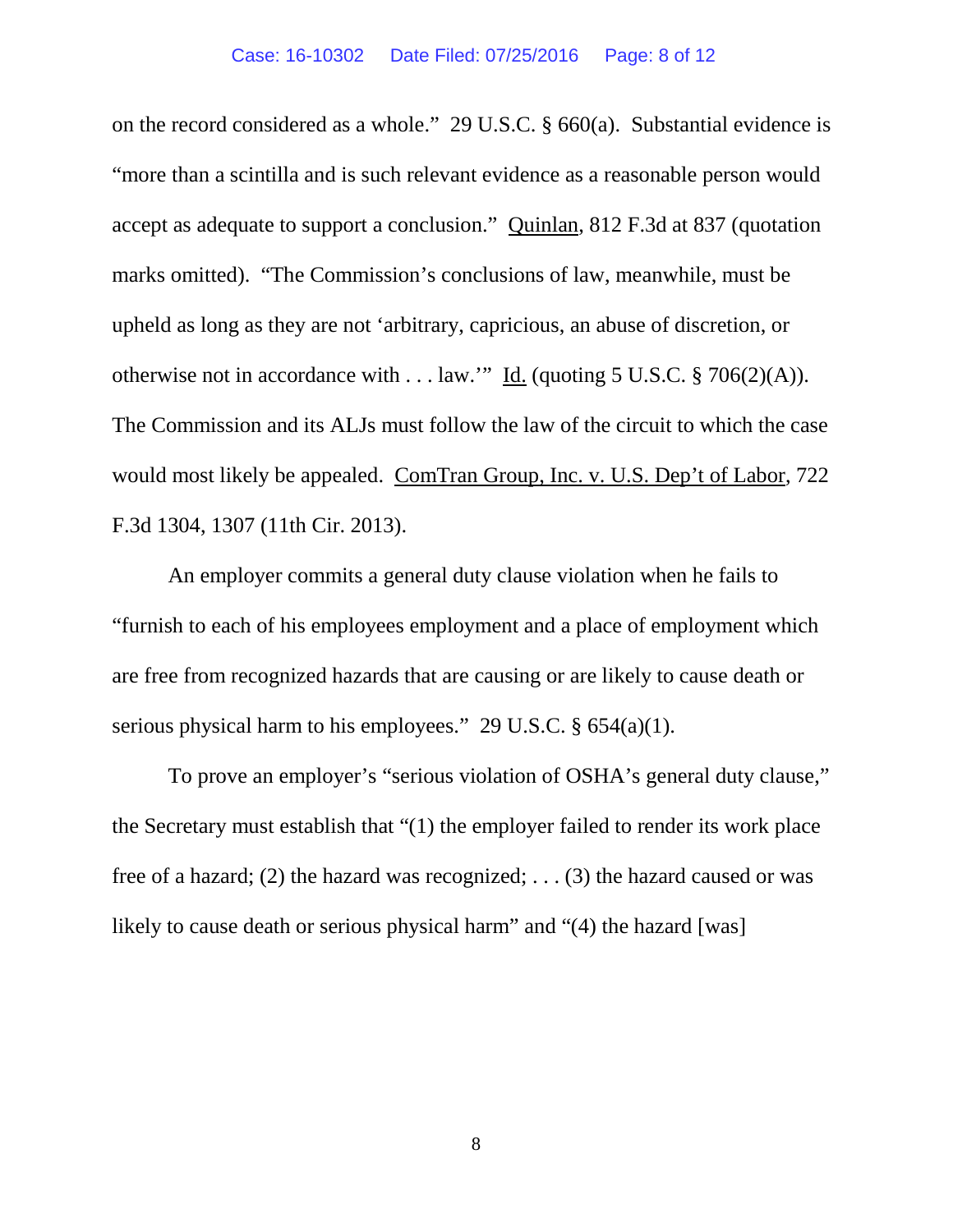on the record considered as a whole." 29 U.S.C. § 660(a). Substantial evidence is "more than a scintilla and is such relevant evidence as a reasonable person would accept as adequate to support a conclusion." Quinlan, 812 F.3d at 837 (quotation marks omitted). "The Commission's conclusions of law, meanwhile, must be upheld as long as they are not 'arbitrary, capricious, an abuse of discretion, or otherwise not in accordance with . . . law.'" Id. (quoting 5 U.S.C. § 706(2)(A)). The Commission and its ALJs must follow the law of the circuit to which the case would most likely be appealed. ComTran Group, Inc. v. U.S. Dep't of Labor, 722 F.3d 1304, 1307 (11th Cir. 2013).

An employer commits a general duty clause violation when he fails to "furnish to each of his employees employment and a place of employment which are free from recognized hazards that are causing or are likely to cause death or serious physical harm to his employees." 29 U.S.C. § 654(a)(1).

To prove an employer's "serious violation of OSHA's general duty clause," the Secretary must establish that "(1) the employer failed to render its work place free of a hazard; (2) the hazard was recognized; . . . (3) the hazard caused or was likely to cause death or serious physical harm" and "(4) the hazard [was]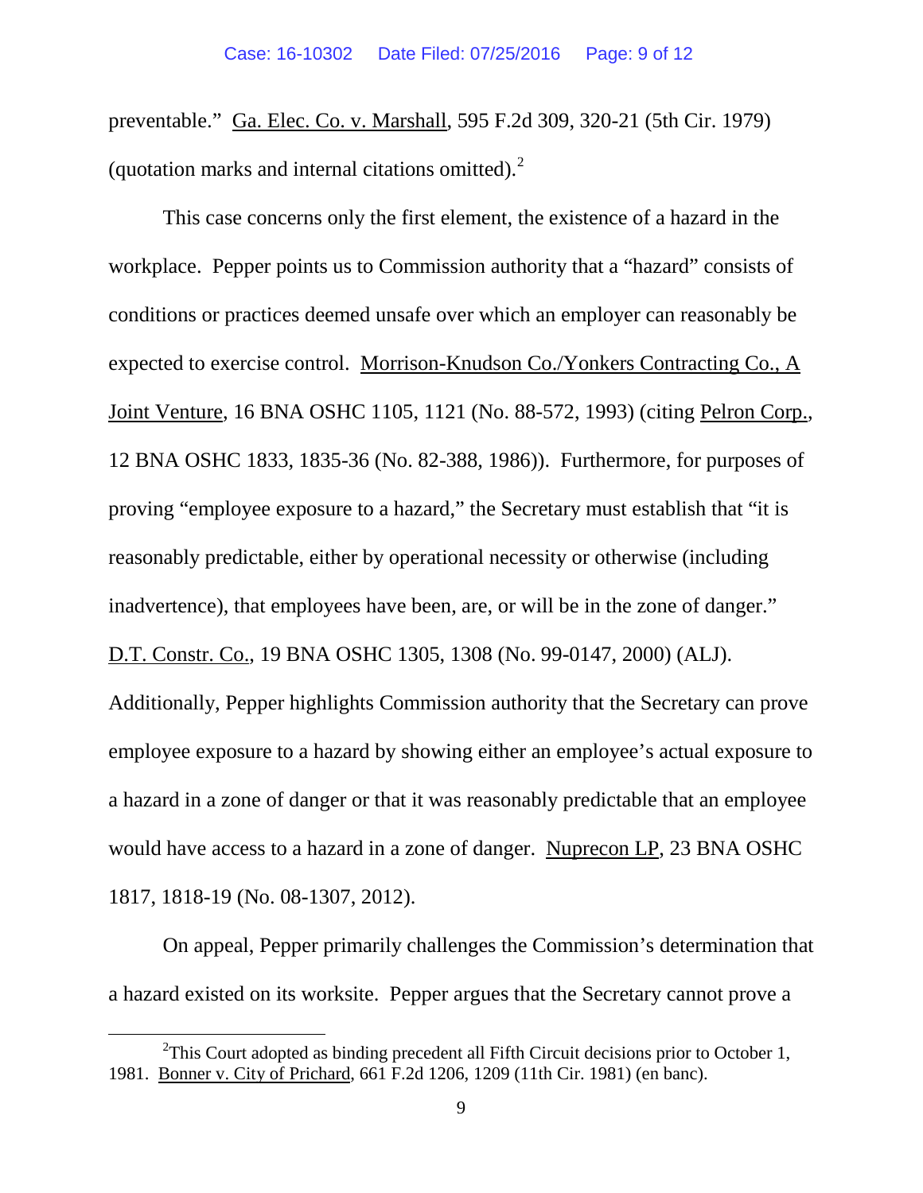preventable." Ga. Elec. Co. v. Marshall, 595 F.2d 309, 320-21 (5th Cir. 1979) (quotation marks and internal citations omitted).[2]

This case concerns only the first element, the existence of a hazard in the workplace. Pepper points us to Commission authority that a "hazard" consists of conditions or practices deemed unsafe over which an employer can reasonably be expected to exercise control. Morrison-Knudson Co./Yonkers Contracting Co., A Joint Venture, 16 BNA OSHC 1105, 1121 (No. 88-572, 1993) (citing Pelron Corp., 12 BNA OSHC 1833, 1835-36 (No. 82-388, 1986)). Furthermore, for purposes of proving "employee exposure to a hazard," the Secretary must establish that "it is reasonably predictable, either by operational necessity or otherwise (including inadvertence), that employees have been, are, or will be in the zone of danger." D.T. Constr. Co., 19 BNA OSHC 1305, 1308 (No. 99-0147, 2000) (ALJ). Additionally, Pepper highlights Commission authority that the Secretary can prove employee exposure to a hazard by showing either an employee's actual exposure to a hazard in a zone of danger or that it was reasonably predictable that an employee would have access to a hazard in a zone of danger. Nuprecon LP, 23 BNA OSHC 1817, 1818-19 (No. 08-1307, 2012).

On appeal, Pepper primarily challenges the Commission's determination that a hazard existed on its worksite. Pepper argues that the Secretary cannot prove a

---

[2] This Court adopted as binding precedent all Fifth Circuit decisions prior to October 1, 1981. Bonner v. City of Prichard, 661 F.2d 1206, 1209 (11th Cir. 1981) (en banc).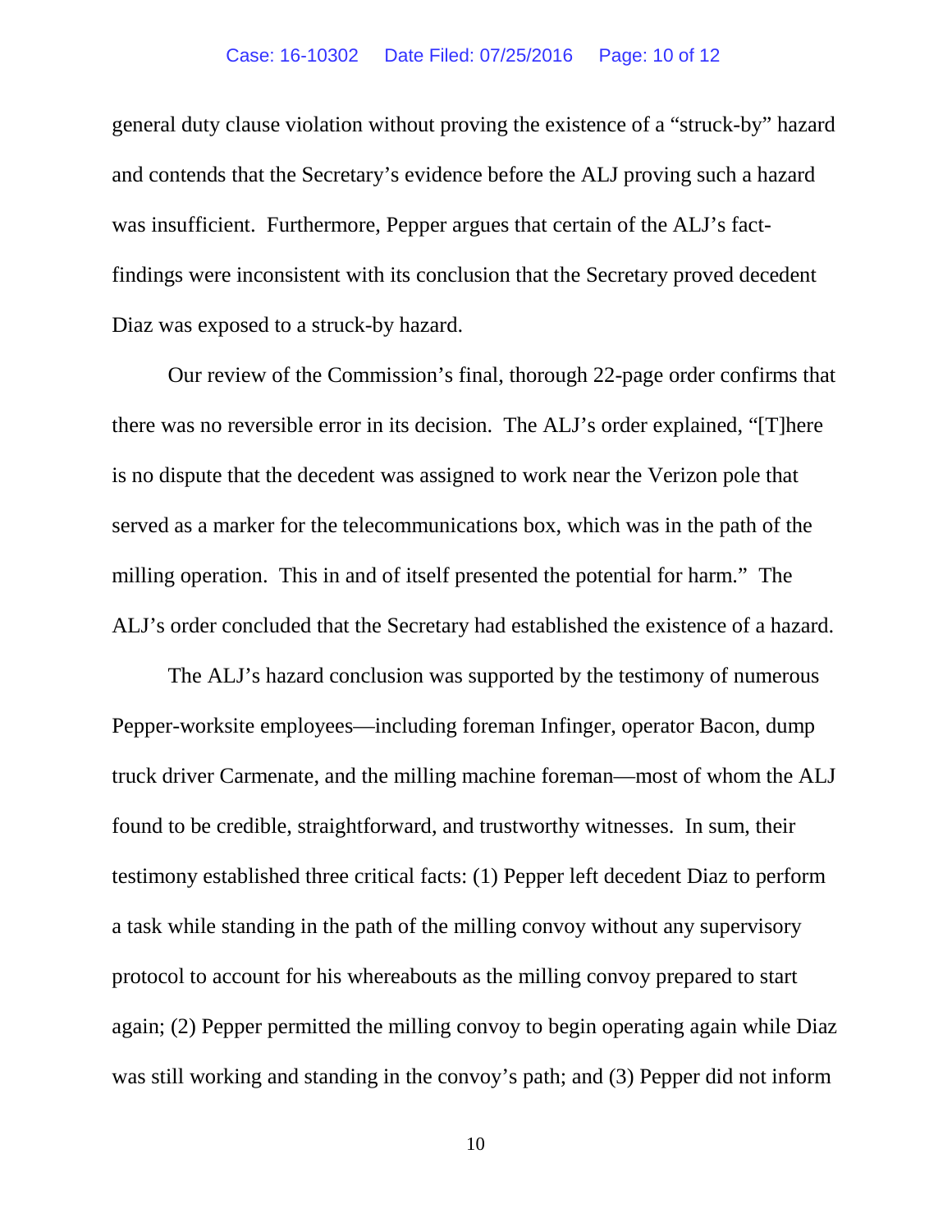general duty clause violation without proving the existence of a "struck-by" hazard and contends that the Secretary's evidence before the ALJ proving such a hazard was insufficient. Furthermore, Pepper argues that certain of the ALJ's fact-findings were inconsistent with its conclusion that the Secretary proved decedent Diaz was exposed to a struck-by hazard.

Our review of the Commission's final, thorough 22-page order confirms that there was no reversible error in its decision. The ALJ's order explained, "[T]here is no dispute that the decedent was assigned to work near the Verizon pole that served as a marker for the telecommunications box, which was in the path of the milling operation. This in and of itself presented the potential for harm." The ALJ's order concluded that the Secretary had established the existence of a hazard.

The ALJ's hazard conclusion was supported by the testimony of numerous Pepper-worksite employees—including foreman Infinger, operator Bacon, dump truck driver Carmenate, and the milling machine foreman—most of whom the ALJ found to be credible, straightforward, and trustworthy witnesses. In sum, their testimony established three critical facts: (1) Pepper left decedent Diaz to perform a task while standing in the path of the milling convoy without any supervisory protocol to account for his whereabouts as the milling convoy prepared to start again; (2) Pepper permitted the milling convoy to begin operating again while Diaz was still working and standing in the convoy's path; and (3) Pepper did not inform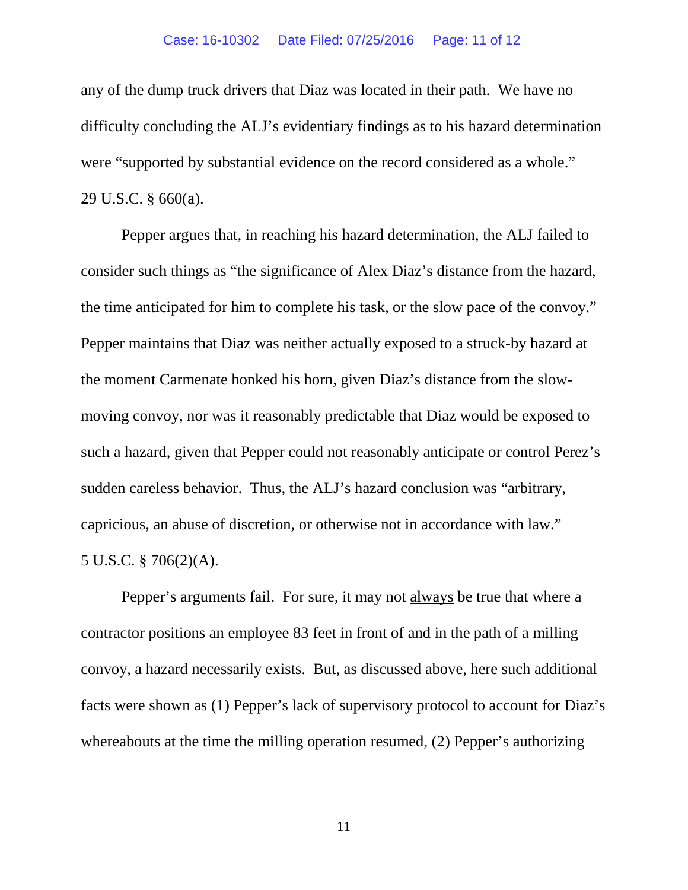any of the dump truck drivers that Diaz was located in their path. We have no difficulty concluding the ALJ's evidentiary findings as to his hazard determination were "supported by substantial evidence on the record considered as a whole." 29 U.S.C. § 660(a).

Pepper argues that, in reaching his hazard determination, the ALJ failed to consider such things as "the significance of Alex Diaz's distance from the hazard, the time anticipated for him to complete his task, or the slow pace of the convoy." Pepper maintains that Diaz was neither actually exposed to a struck-by hazard at the moment Carmenate honked his horn, given Diaz's distance from the slow-moving convoy, nor was it reasonably predictable that Diaz would be exposed to such a hazard, given that Pepper could not reasonably anticipate or control Perez's sudden careless behavior. Thus, the ALJ's hazard conclusion was "arbitrary, capricious, an abuse of discretion, or otherwise not in accordance with law." 5 U.S.C. § 706(2)(A).

Pepper's arguments fail. For sure, it may not <u>always</u> be true that where a contractor positions an employee 83 feet in front of and in the path of a milling convoy, a hazard necessarily exists. But, as discussed above, here such additional facts were shown as (1) Pepper's lack of supervisory protocol to account for Diaz's whereabouts at the time the milling operation resumed, (2) Pepper's authorizing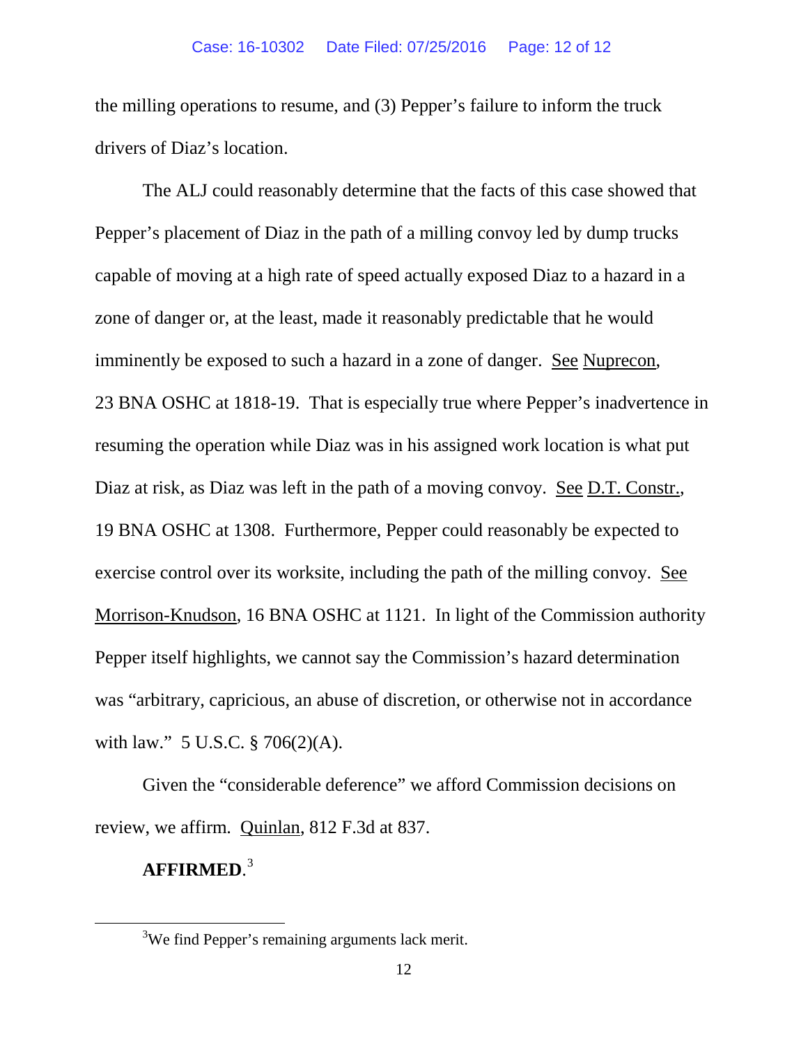the milling operations to resume, and (3) Pepper's failure to inform the truck drivers of Diaz's location.

The ALJ could reasonably determine that the facts of this case showed that Pepper's placement of Diaz in the path of a milling convoy led by dump trucks capable of moving at a high rate of speed actually exposed Diaz to a hazard in a zone of danger or, at the least, made it reasonably predictable that he would imminently be exposed to such a hazard in a zone of danger. See Nuprecon, 23 BNA OSHC at 1818-19. That is especially true where Pepper's inadvertence in resuming the operation while Diaz was in his assigned work location is what put Diaz at risk, as Diaz was left in the path of a moving convoy. See D.T. Constr., 19 BNA OSHC at 1308. Furthermore, Pepper could reasonably be expected to exercise control over its worksite, including the path of the milling convoy. See Morrison-Knudson, 16 BNA OSHC at 1121. In light of the Commission authority Pepper itself highlights, we cannot say the Commission's hazard determination was "arbitrary, capricious, an abuse of discretion, or otherwise not in accordance with law." 5 U.S.C. § 706(2)(A).

Given the "considerable deference" we afford Commission decisions on review, we affirm. Quinlan, 812 F.3d at 837.

**AFFIRMED**.[3]

[3] We find Pepper's remaining arguments lack merit.